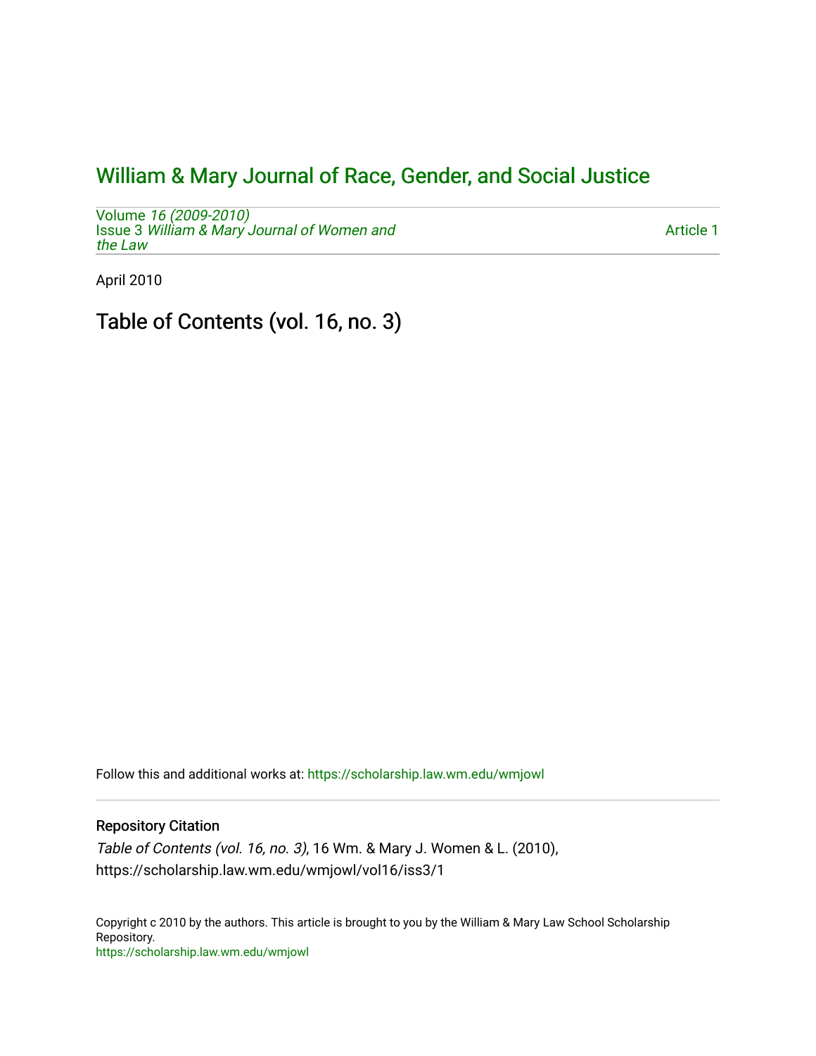# William & Mary Journal of Race, Gender, and Social Justice

Volume *16 (2009-2010)*
Issue 3 *William & Mary Journal of Women and the Law*

Article 1

April 2010

## Table of Contents (vol. 16, no. 3)

Follow this and additional works at: https://scholarship.law.wm.edu/wmjowl

### Repository Citation

*Table of Contents (vol. 16, no. 3)*, 16 Wm. & Mary J. Women & L. (2010), https://scholarship.law.wm.edu/wmjowl/vol16/iss3/1

Copyright c 2010 by the authors. This article is brought to you by the William & Mary Law School Scholarship Repository.
https://scholarship.law.wm.edu/wmjowl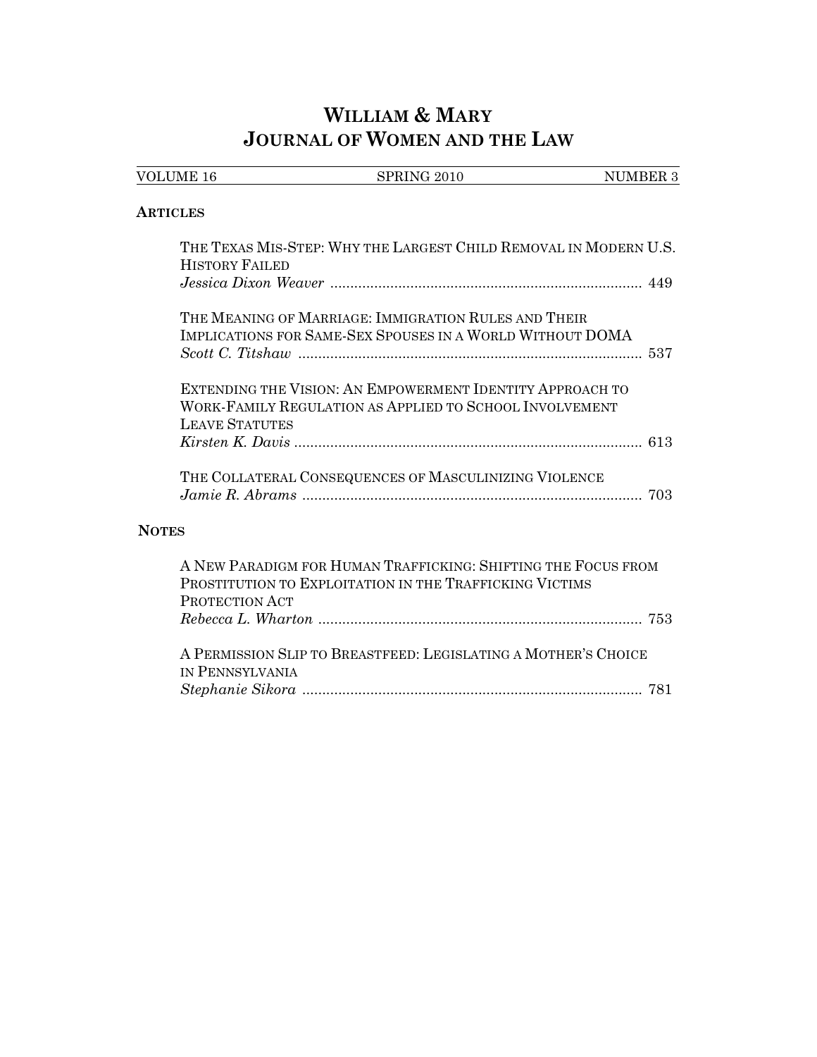# WILLIAM & MARY JOURNAL OF WOMEN AND THE LAW

VOLUME 16 | SPRING 2010 | NUMBER 3

## ARTICLES

THE TEXAS MIS-STEP: WHY THE LARGEST CHILD REMOVAL IN MODERN U.S. HISTORY FAILED
*Jessica Dixon Weaver* .............................................................................. 449

THE MEANING OF MARRIAGE: IMMIGRATION RULES AND THEIR IMPLICATIONS FOR SAME-SEX SPOUSES IN A WORLD WITHOUT DOMA
*Scott C. Titshaw* ..................................................................................... 537

EXTENDING THE VISION: AN EMPOWERMENT IDENTITY APPROACH TO WORK-FAMILY REGULATION AS APPLIED TO SCHOOL INVOLVEMENT LEAVE STATUTES
*Kirsten K. Davis* ...................................................................................... 613

THE COLLATERAL CONSEQUENCES OF MASCULINIZING VIOLENCE
*Jamie R. Abrams* ..................................................................................... 703

## NOTES

A NEW PARADIGM FOR HUMAN TRAFFICKING: SHIFTING THE FOCUS FROM PROSTITUTION TO EXPLOITATION IN THE TRAFFICKING VICTIMS PROTECTION ACT
*Rebecca L. Wharton* ................................................................................. 753

A PERMISSION SLIP TO BREASTFEED: LEGISLATING A MOTHER'S CHOICE IN PENNSYLVANIA
*Stephanie Sikora* ..................................................................................... 781